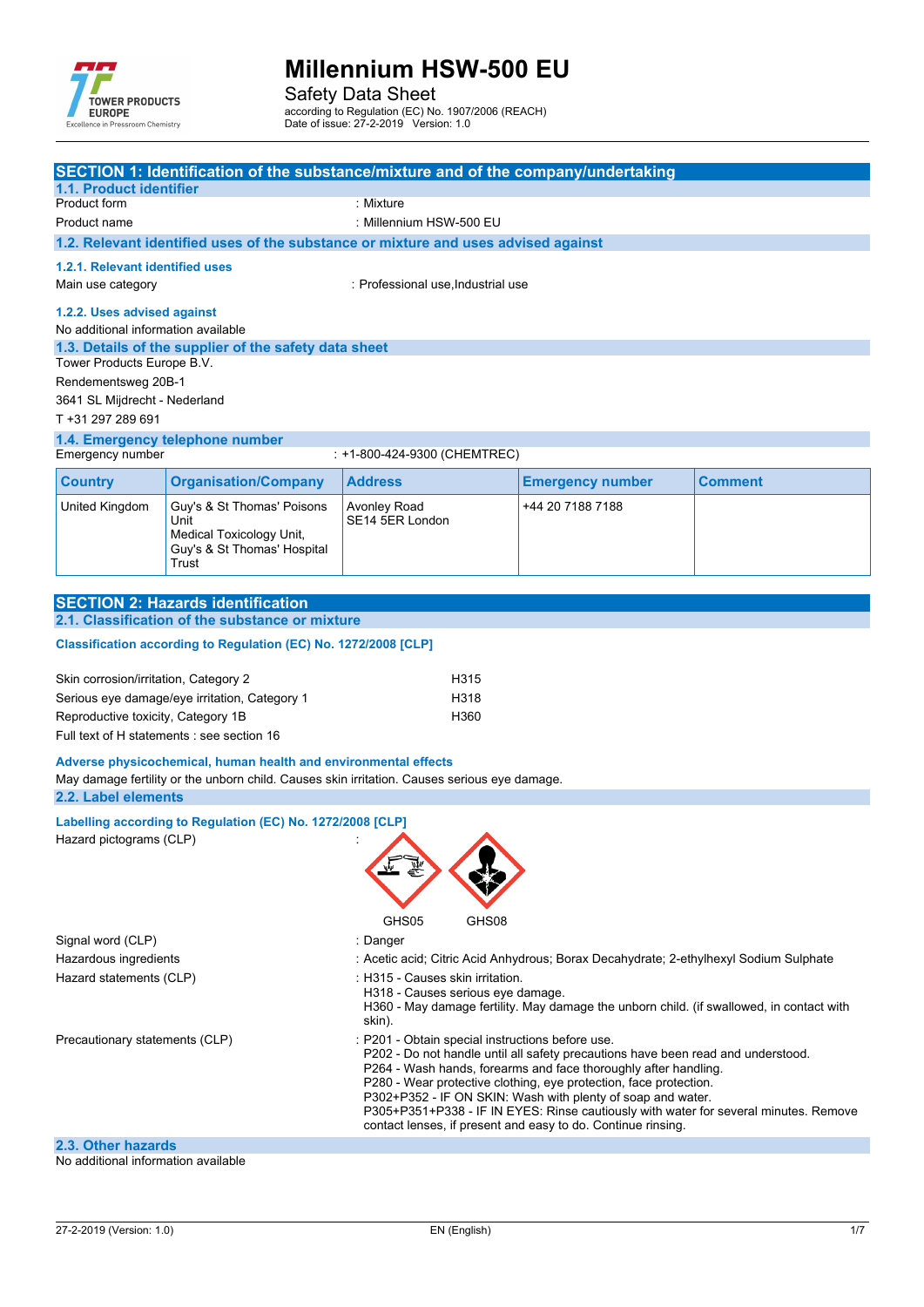# Millennium HSW-500 EU

Safety Data Sheet

according to Regulation (EC) No. 1907/2006 (REACH)
Date of issue: 27-2-2019 Version: 1.0

## SECTION 1: Identification of the substance/mixture and of the company/undertaking

### 1.1. Product identifier

Product form : Mixture

Product name : Millennium HSW-500 EU

### 1.2. Relevant identified uses of the substance or mixture and uses advised against

#### 1.2.1. Relevant identified uses

Main use category : Professional use,Industrial use

#### 1.2.2. Uses advised against

No additional information available

### 1.3. Details of the supplier of the safety data sheet

Tower Products Europe B.V.

Rendementsweg 20B-1

3641 SL Mijdrecht - Nederland

T +31 297 289 691

### 1.4. Emergency telephone number

Emergency number : +1-800-424-9300 (CHEMTREC)

| Country | Organisation/Company | Address | Emergency number | Comment |
|---|---|---|---|---|
| United Kingdom | Guy's & St Thomas' Poisons Unit<br>Medical Toxicology Unit, Guy's & St Thomas' Hospital Trust | Avonley Road<br>SE14 5ER London | +44 20 7188 7188 | |

## SECTION 2: Hazards identification

### 2.1. Classification of the substance or mixture

**Classification according to Regulation (EC) No. 1272/2008 [CLP]**

| | |
|---|---|
| Skin corrosion/irritation, Category 2 | H315 |
| Serious eye damage/eye irritation, Category 1 | H318 |
| Reproductive toxicity, Category 1B | H360 |

Full text of H statements : see section 16

**Adverse physicochemical, human health and environmental effects**

May damage fertility or the unborn child. Causes skin irritation. Causes serious eye damage.

### 2.2. Label elements

**Labelling according to Regulation (EC) No. 1272/2008 [CLP]**

Hazard pictograms (CLP) :

GHS05 GHS08

Signal word (CLP) : Danger

Hazardous ingredients : Acetic acid; Citric Acid Anhydrous; Borax Decahydrate; 2-ethylhexyl Sodium Sulphate

Hazard statements (CLP) : H315 - Causes skin irritation.
H318 - Causes serious eye damage.
H360 - May damage fertility. May damage the unborn child. (if swallowed, in contact with skin).

Precautionary statements (CLP) : P201 - Obtain special instructions before use.
P202 - Do not handle until all safety precautions have been read and understood.
P264 - Wash hands, forearms and face thoroughly after handling.
P280 - Wear protective clothing, eye protection, face protection.
P302+P352 - IF ON SKIN: Wash with plenty of soap and water.
P305+P351+P338 - IF IN EYES: Rinse cautiously with water for several minutes. Remove contact lenses, if present and easy to do. Continue rinsing.

### 2.3. Other hazards

No additional information available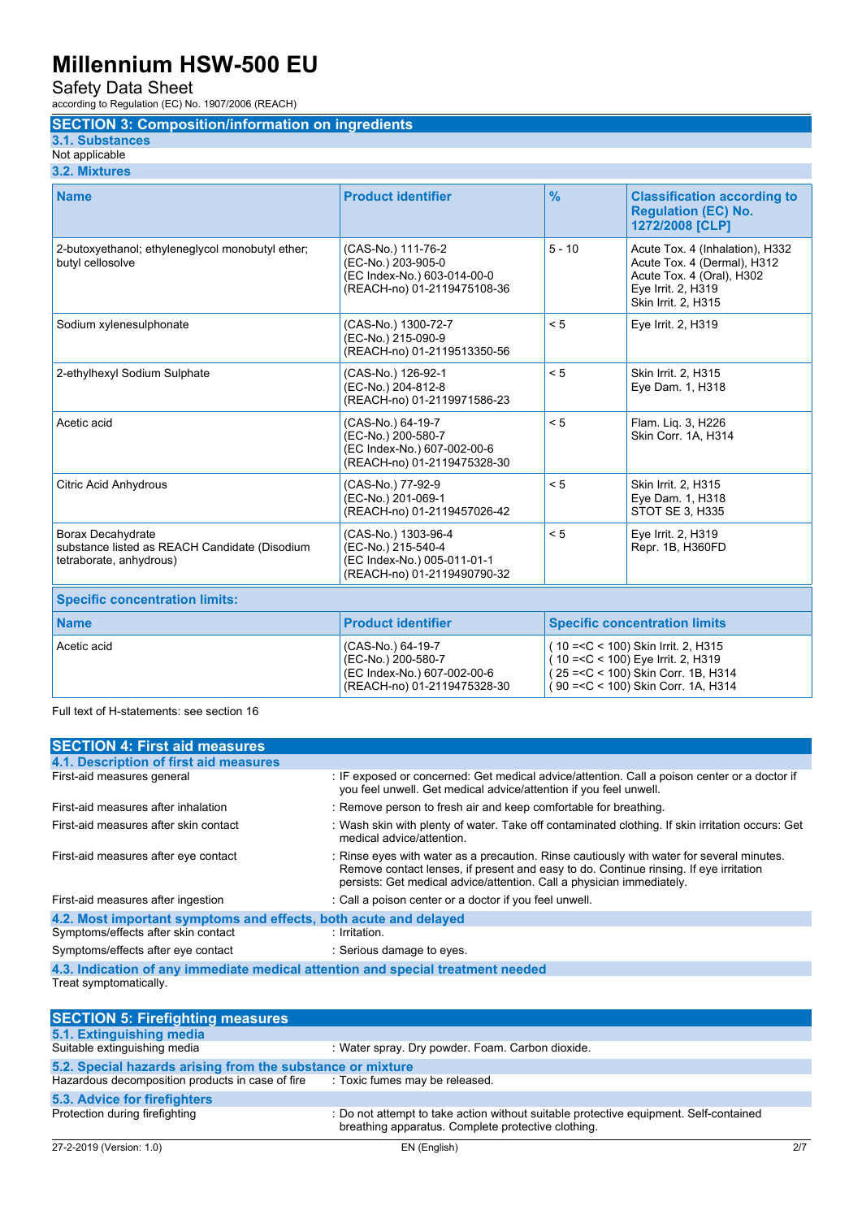## SECTION 3: Composition/information on ingredients

### 3.1. Substances

Not applicable

### 3.2. Mixtures

| Name | Product identifier | % | Classification according to Regulation (EC) No. 1272/2008 [CLP] |
|---|---|---|---|
| 2-butoxyethanol; ethyleneglycol monobutyl ether; butyl cellosolve | (CAS-No.) 111-76-2<br>(EC-No.) 203-905-0<br>(EC Index-No.) 603-014-00-0<br>(REACH-no) 01-2119475108-36 | 5 - 10 | Acute Tox. 4 (Inhalation), H332<br>Acute Tox. 4 (Dermal), H312<br>Acute Tox. 4 (Oral), H302<br>Eye Irrit. 2, H319<br>Skin Irrit. 2, H315 |
| Sodium xylenesulphonate | (CAS-No.) 1300-72-7<br>(EC-No.) 215-090-9<br>(REACH-no) 01-2119513350-56 | < 5 | Eye Irrit. 2, H319 |
| 2-ethylhexyl Sodium Sulphate | (CAS-No.) 126-92-1<br>(EC-No.) 204-812-8<br>(REACH-no) 01-2119971586-23 | < 5 | Skin Irrit. 2, H315<br>Eye Dam. 1, H318 |
| Acetic acid | (CAS-No.) 64-19-7<br>(EC-No.) 200-580-7<br>(EC Index-No.) 607-002-00-6<br>(REACH-no) 01-2119475328-30 | < 5 | Flam. Liq. 3, H226<br>Skin Corr. 1A, H314 |
| Citric Acid Anhydrous | (CAS-No.) 77-92-9<br>(EC-No.) 201-069-1<br>(REACH-no) 01-2119457026-42 | < 5 | Skin Irrit. 2, H315<br>Eye Dam. 1, H318<br>STOT SE 3, H335 |
| Borax Decahydrate<br>substance listed as REACH Candidate (Disodium tetraborate, anhydrous) | (CAS-No.) 1303-96-4<br>(EC-No.) 215-540-4<br>(EC Index-No.) 005-011-01-1<br>(REACH-no) 01-2119490790-32 | < 5 | Eye Irrit. 2, H319<br>Repr. 1B, H360FD |

**Specific concentration limits:**

| Name | Product identifier | Specific concentration limits |
|---|---|---|
| Acetic acid | (CAS-No.) 64-19-7<br>(EC-No.) 200-580-7<br>(EC Index-No.) 607-002-00-6<br>(REACH-no) 01-2119475328-30 | ( 10 =<C < 100) Skin Irrit. 2, H315<br>( 10 =<C < 100) Eye Irrit. 2, H319<br>( 25 =<C < 100) Skin Corr. 1B, H314<br>( 90 =<C < 100) Skin Corr. 1A, H314 |

Full text of H-statements: see section 16

## SECTION 4: First aid measures

### 4.1. Description of first aid measures

| | |
|---|---|
| First-aid measures general | : IF exposed or concerned: Get medical advice/attention. Call a poison center or a doctor if you feel unwell. Get medical advice/attention if you feel unwell. |
| First-aid measures after inhalation | : Remove person to fresh air and keep comfortable for breathing. |
| First-aid measures after skin contact | : Wash skin with plenty of water. Take off contaminated clothing. If skin irritation occurs: Get medical advice/attention. |
| First-aid measures after eye contact | : Rinse eyes with water as a precaution. Rinse cautiously with water for several minutes. Remove contact lenses, if present and easy to do. Continue rinsing. If eye irritation persists: Get medical advice/attention. Call a physician immediately. |
| First-aid measures after ingestion | : Call a poison center or a doctor if you feel unwell. |

### 4.2. Most important symptoms and effects, both acute and delayed

| | |
|---|---|
| Symptoms/effects after skin contact | : Irritation. |
| Symptoms/effects after eye contact | : Serious damage to eyes. |

### 4.3. Indication of any immediate medical attention and special treatment needed

Treat symptomatically.

## SECTION 5: Firefighting measures

### 5.1. Extinguishing media

| | |
|---|---|
| Suitable extinguishing media | : Water spray. Dry powder. Foam. Carbon dioxide. |

### 5.2. Special hazards arising from the substance or mixture

| | |
|---|---|
| Hazardous decomposition products in case of fire | : Toxic fumes may be released. |

### 5.3. Advice for firefighters

| | |
|---|---|
| Protection during firefighting | : Do not attempt to take action without suitable protective equipment. Self-contained breathing apparatus. Complete protective clothing. |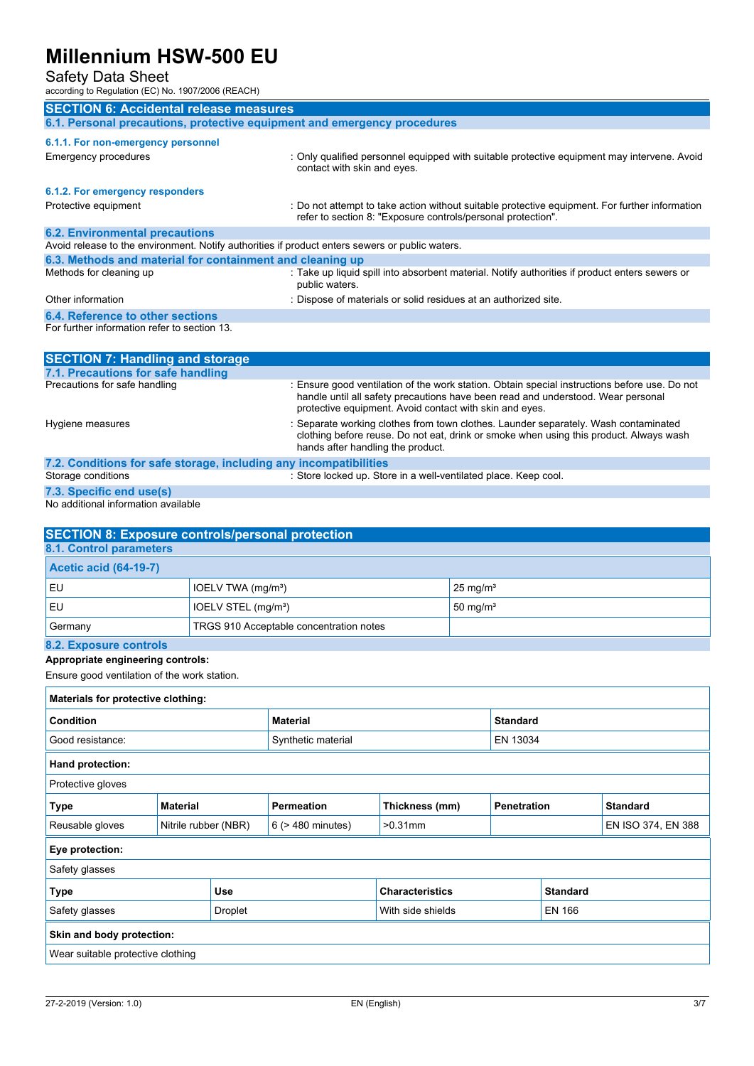## SECTION 6: Accidental release measures

### 6.1. Personal precautions, protective equipment and emergency procedures

#### 6.1.1. For non-emergency personnel

Emergency procedures : Only qualified personnel equipped with suitable protective equipment may intervene. Avoid contact with skin and eyes.

#### 6.1.2. For emergency responders

Protective equipment : Do not attempt to take action without suitable protective equipment. For further information refer to section 8: "Exposure controls/personal protection".

### 6.2. Environmental precautions

Avoid release to the environment. Notify authorities if product enters sewers or public waters.

### 6.3. Methods and material for containment and cleaning up

Methods for cleaning up : Take up liquid spill into absorbent material. Notify authorities if product enters sewers or public waters.

Other information : Dispose of materials or solid residues at an authorized site.

### 6.4. Reference to other sections

For further information refer to section 13.

## SECTION 7: Handling and storage

### 7.1. Precautions for safe handling

Precautions for safe handling : Ensure good ventilation of the work station. Obtain special instructions before use. Do not handle until all safety precautions have been read and understood. Wear personal protective equipment. Avoid contact with skin and eyes.

Hygiene measures : Separate working clothes from town clothes. Launder separately. Wash contaminated clothing before reuse. Do not eat, drink or smoke when using this product. Always wash hands after handling the product.

### 7.2. Conditions for safe storage, including any incompatibilities

Storage conditions : Store locked up. Store in a well-ventilated place. Keep cool.

### 7.3. Specific end use(s)

No additional information available

## SECTION 8: Exposure controls/personal protection

### 8.1. Control parameters

| Acetic acid (64-19-7) | | |
|---|---|---|
| EU | IOELV TWA (mg/m³) | 25 mg/m³ |
| EU | IOELV STEL (mg/m³) | 50 mg/m³ |
| Germany | TRGS 910 Acceptable concentration notes | |

### 8.2. Exposure controls

**Appropriate engineering controls:**

Ensure good ventilation of the work station.

**Materials for protective clothing:**

| Condition | Material | Standard |
|---|---|---|
| Good resistance: | Synthetic material | EN 13034 |

**Hand protection:**

Protective gloves

| Type | Material | Permeation | Thickness (mm) | Penetration | Standard |
|---|---|---|---|---|---|
| Reusable gloves | Nitrile rubber (NBR) | 6 (> 480 minutes) | >0.31mm | | EN ISO 374, EN 388 |

**Eye protection:**

Safety glasses

| Type | Use | Characteristics | Standard |
|---|---|---|---|
| Safety glasses | Droplet | With side shields | EN 166 |

**Skin and body protection:**

Wear suitable protective clothing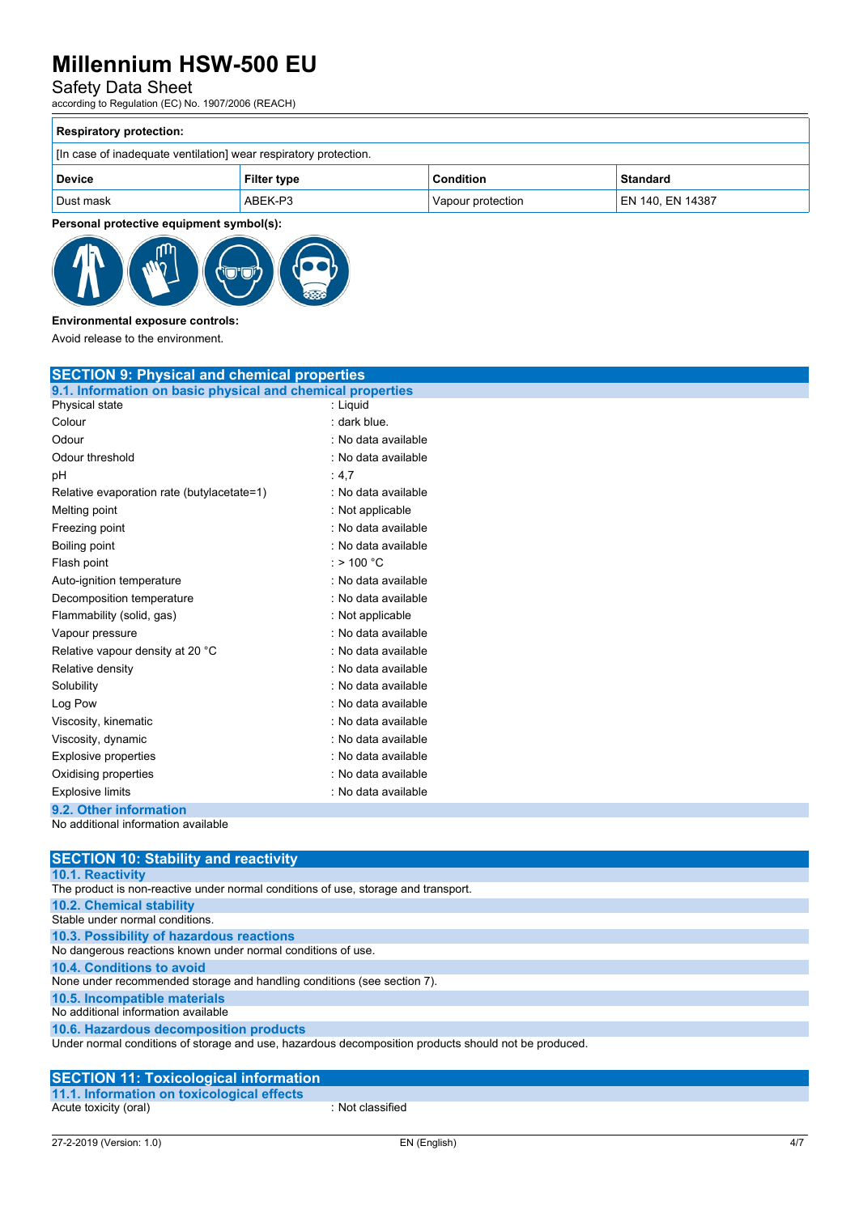**Respiratory protection:**

| [In case of inadequate ventilation] wear respiratory protection. | | | |
|---|---|---|---|
| **Device** | **Filter type** | **Condition** | **Standard** |
| Dust mask | ABEK-P3 | Vapour protection | EN 140, EN 14387 |

**Personal protective equipment symbol(s):**

**Environmental exposure controls:**

Avoid release to the environment.

## SECTION 9: Physical and chemical properties

### 9.1. Information on basic physical and chemical properties

| | |
|---|---|
| Physical state | : Liquid |
| Colour | : dark blue. |
| Odour | : No data available |
| Odour threshold | : No data available |
| pH | : 4,7 |
| Relative evaporation rate (butylacetate=1) | : No data available |
| Melting point | : Not applicable |
| Freezing point | : No data available |
| Boiling point | : No data available |
| Flash point | : > 100 °C |
| Auto-ignition temperature | : No data available |
| Decomposition temperature | : No data available |
| Flammability (solid, gas) | : Not applicable |
| Vapour pressure | : No data available |
| Relative vapour density at 20 °C | : No data available |
| Relative density | : No data available |
| Solubility | : No data available |
| Log Pow | : No data available |
| Viscosity, kinematic | : No data available |
| Viscosity, dynamic | : No data available |
| Explosive properties | : No data available |
| Oxidising properties | : No data available |
| Explosive limits | : No data available |

### 9.2. Other information

No additional information available

## SECTION 10: Stability and reactivity

### 10.1. Reactivity

The product is non-reactive under normal conditions of use, storage and transport.

### 10.2. Chemical stability

Stable under normal conditions.

### 10.3. Possibility of hazardous reactions

No dangerous reactions known under normal conditions of use.

### 10.4. Conditions to avoid

None under recommended storage and handling conditions (see section 7).

### 10.5. Incompatible materials

No additional information available

### 10.6. Hazardous decomposition products

Under normal conditions of storage and use, hazardous decomposition products should not be produced.

## SECTION 11: Toxicological information

### 11.1. Information on toxicological effects

| | |
|---|---|
| Acute toxicity (oral) | : Not classified |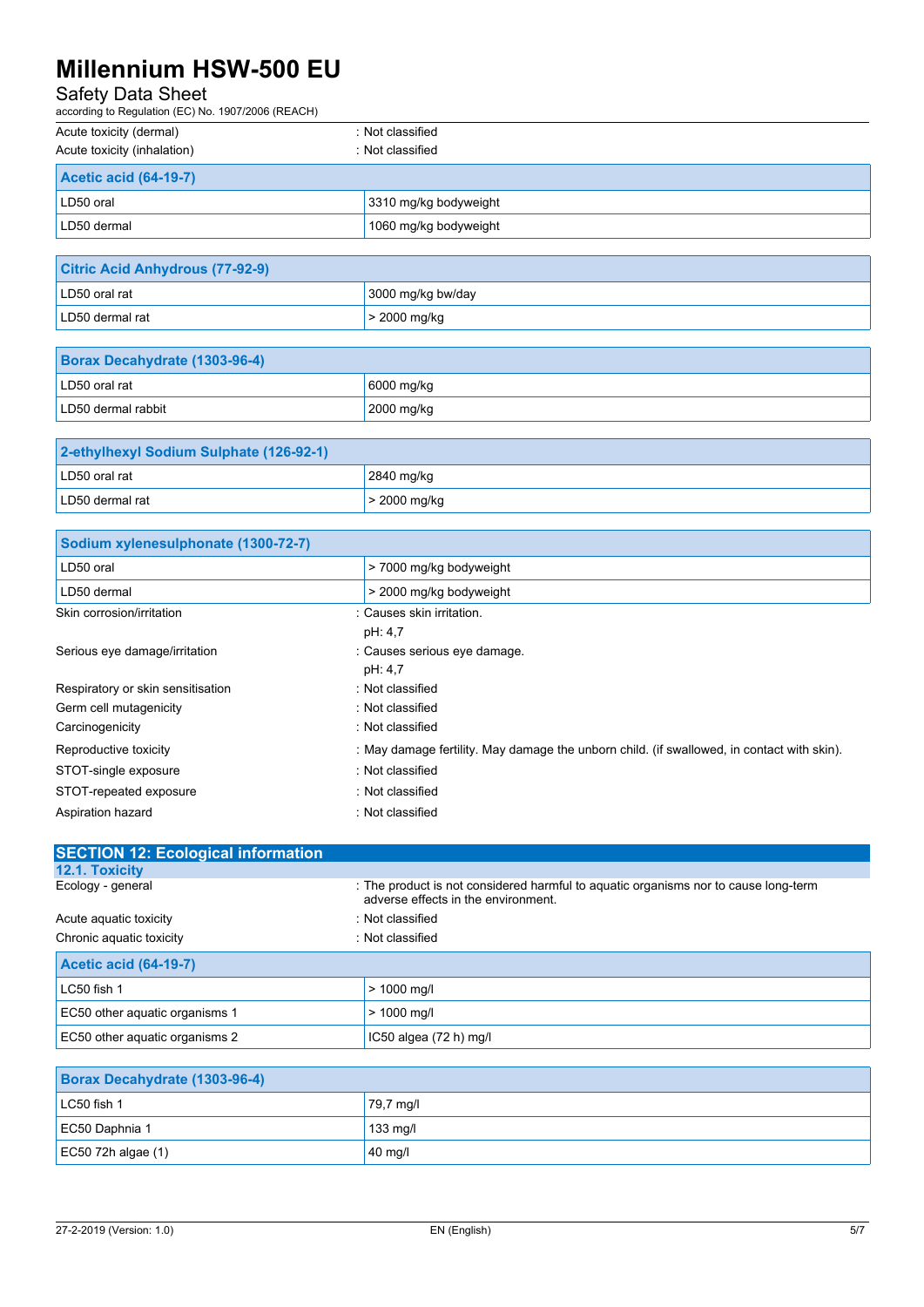| | |
|---|---|
| Acute toxicity (dermal) | : Not classified |
| Acute toxicity (inhalation) | : Not classified |

| Acetic acid (64-19-7) | |
|---|---|
| LD50 oral | 3310 mg/kg bodyweight |
| LD50 dermal | 1060 mg/kg bodyweight |

| Citric Acid Anhydrous (77-92-9) | |
|---|---|
| LD50 oral rat | 3000 mg/kg bw/day |
| LD50 dermal rat | > 2000 mg/kg |

| Borax Decahydrate (1303-96-4) | |
|---|---|
| LD50 oral rat | 6000 mg/kg |
| LD50 dermal rabbit | 2000 mg/kg |

| 2-ethylhexyl Sodium Sulphate (126-92-1) | |
|---|---|
| LD50 oral rat | 2840 mg/kg |
| LD50 dermal rat | > 2000 mg/kg |

| Sodium xylenesulphonate (1300-72-7) | |
|---|---|
| LD50 oral | > 7000 mg/kg bodyweight |
| LD50 dermal | > 2000 mg/kg bodyweight |

| | |
|---|---|
| Skin corrosion/irritation | : Causes skin irritation.<br>pH: 4,7 |
| Serious eye damage/irritation | : Causes serious eye damage.<br>pH: 4,7 |
| Respiratory or skin sensitisation | : Not classified |
| Germ cell mutagenicity | : Not classified |
| Carcinogenicity | : Not classified |
| Reproductive toxicity | : May damage fertility. May damage the unborn child. (if swallowed, in contact with skin). |
| STOT-single exposure | : Not classified |
| STOT-repeated exposure | : Not classified |
| Aspiration hazard | : Not classified |

## SECTION 12: Ecological information

### 12.1. Toxicity

| | |
|---|---|
| Ecology - general | : The product is not considered harmful to aquatic organisms nor to cause long-term adverse effects in the environment. |
| Acute aquatic toxicity | : Not classified |
| Chronic aquatic toxicity | : Not classified |

| Acetic acid (64-19-7) | |
|---|---|
| LC50 fish 1 | > 1000 mg/l |
| EC50 other aquatic organisms 1 | > 1000 mg/l |
| EC50 other aquatic organisms 2 | IC50 algea (72 h) mg/l |

| Borax Decahydrate (1303-96-4) | |
|---|---|
| LC50 fish 1 | 79,7 mg/l |
| EC50 Daphnia 1 | 133 mg/l |
| EC50 72h algae (1) | 40 mg/l |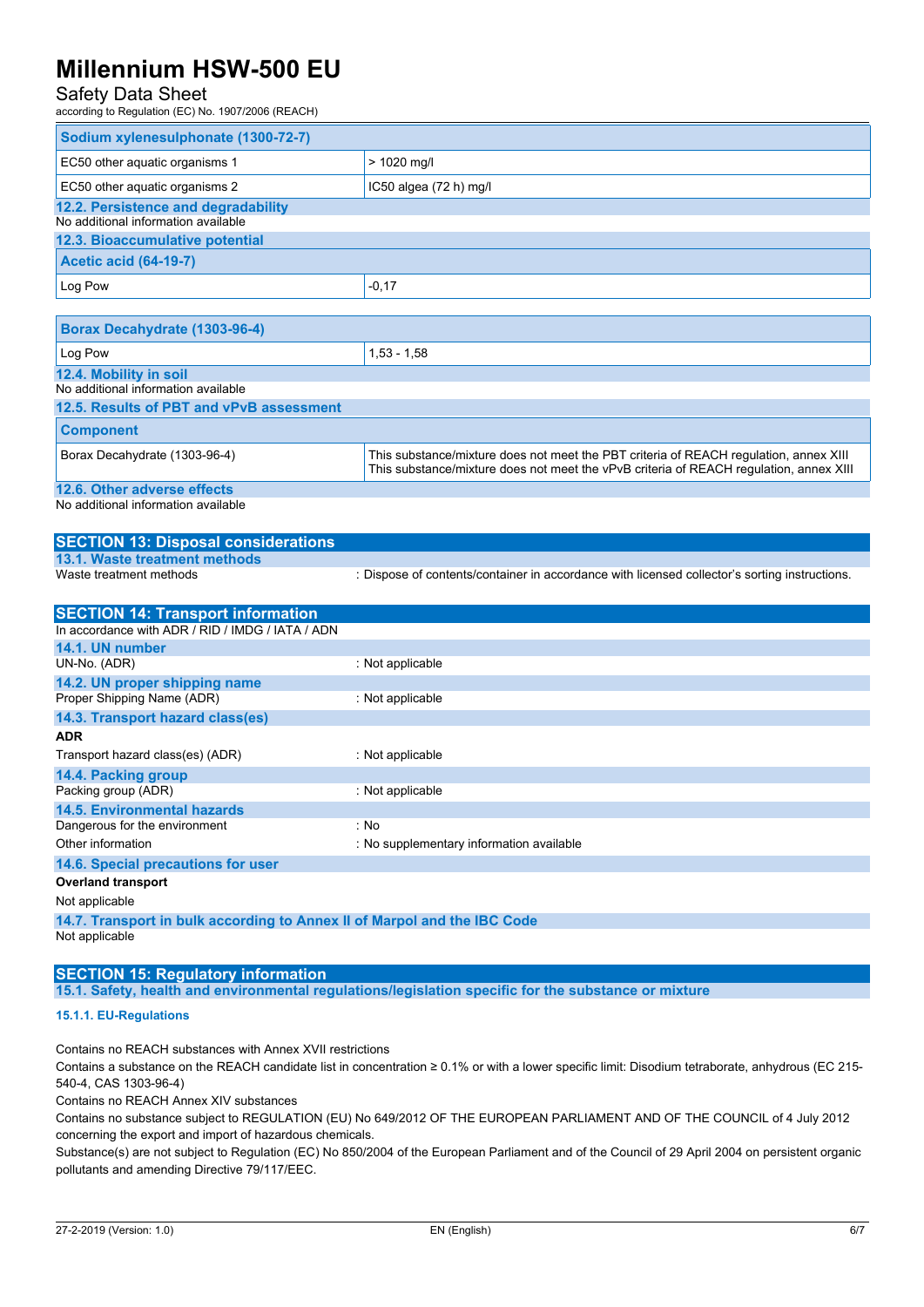| Sodium xylenesulphonate (1300-72-7) | |
|---|---|
| EC50 other aquatic organisms 1 | > 1020 mg/l |
| EC50 other aquatic organisms 2 | IC50 algea (72 h) mg/l |

### 12.2. Persistence and degradability

No additional information available

### 12.3. Bioaccumulative potential

| Acetic acid (64-19-7) | |
|---|---|
| Log Pow | -0,17 |

| Borax Decahydrate (1303-96-4) | |
|---|---|
| Log Pow | 1,53 - 1,58 |

### 12.4. Mobility in soil

No additional information available

### 12.5. Results of PBT and vPvB assessment

| Component | |
|---|---|
| Borax Decahydrate (1303-96-4) | This substance/mixture does not meet the PBT criteria of REACH regulation, annex XIII<br>This substance/mixture does not meet the vPvB criteria of REACH regulation, annex XIII |

### 12.6. Other adverse effects

No additional information available

## SECTION 13: Disposal considerations

### 13.1. Waste treatment methods

Waste treatment methods : Dispose of contents/container in accordance with licensed collector's sorting instructions.

## SECTION 14: Transport information

In accordance with ADR / RID / IMDG / IATA / ADN

### 14.1. UN number

UN-No. (ADR) : Not applicable

### 14.2. UN proper shipping name

Proper Shipping Name (ADR) : Not applicable

### 14.3. Transport hazard class(es)

**ADR**

Transport hazard class(es) (ADR) : Not applicable

### 14.4. Packing group

Packing group (ADR) : Not applicable

### 14.5. Environmental hazards

Dangerous for the environment : No

Other information : No supplementary information available

### 14.6. Special precautions for user

**Overland transport**

Not applicable

### 14.7. Transport in bulk according to Annex II of Marpol and the IBC Code

Not applicable

## SECTION 15: Regulatory information

### 15.1. Safety, health and environmental regulations/legislation specific for the substance or mixture

#### 15.1.1. EU-Regulations

Contains no REACH substances with Annex XVII restrictions

Contains a substance on the REACH candidate list in concentration ≥ 0.1% or with a lower specific limit: Disodium tetraborate, anhydrous (EC 215-540-4, CAS 1303-96-4)

Contains no REACH Annex XIV substances

Contains no substance subject to REGULATION (EU) No 649/2012 OF THE EUROPEAN PARLIAMENT AND OF THE COUNCIL of 4 July 2012 concerning the export and import of hazardous chemicals.

Substance(s) are not subject to Regulation (EC) No 850/2004 of the European Parliament and of the Council of 29 April 2004 on persistent organic pollutants and amending Directive 79/117/EEC.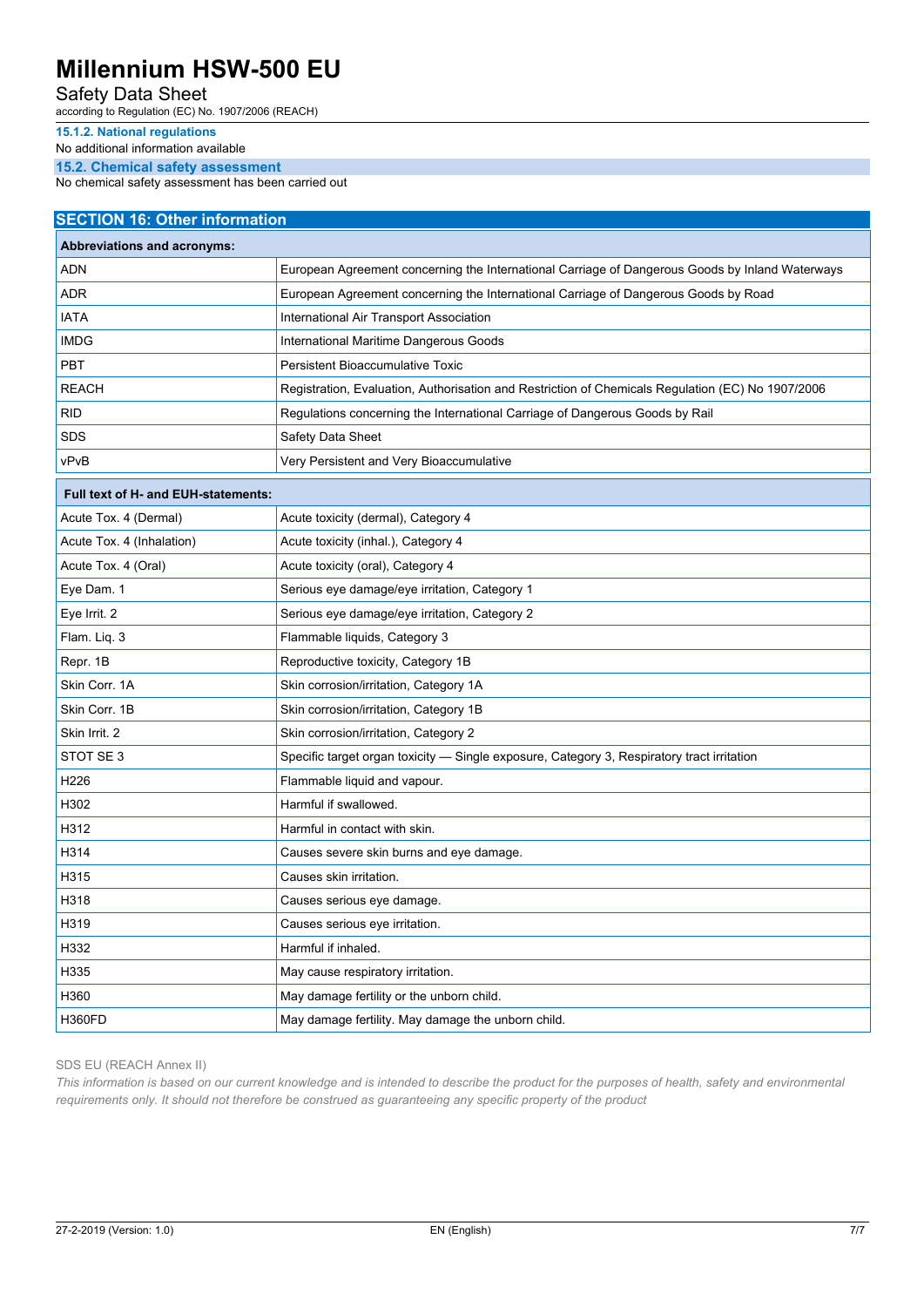#### 15.1.2. National regulations

No additional information available

### 15.2. Chemical safety assessment

No chemical safety assessment has been carried out

## SECTION 16: Other information

| Abbreviations and acronyms: | |
|---|---|
| ADN | European Agreement concerning the International Carriage of Dangerous Goods by Inland Waterways |
| ADR | European Agreement concerning the International Carriage of Dangerous Goods by Road |
| IATA | International Air Transport Association |
| IMDG | International Maritime Dangerous Goods |
| PBT | Persistent Bioaccumulative Toxic |
| REACH | Registration, Evaluation, Authorisation and Restriction of Chemicals Regulation (EC) No 1907/2006 |
| RID | Regulations concerning the International Carriage of Dangerous Goods by Rail |
| SDS | Safety Data Sheet |
| vPvB | Very Persistent and Very Bioaccumulative |

| Full text of H- and EUH-statements: | |
|---|---|
| Acute Tox. 4 (Dermal) | Acute toxicity (dermal), Category 4 |
| Acute Tox. 4 (Inhalation) | Acute toxicity (inhal.), Category 4 |
| Acute Tox. 4 (Oral) | Acute toxicity (oral), Category 4 |
| Eye Dam. 1 | Serious eye damage/eye irritation, Category 1 |
| Eye Irrit. 2 | Serious eye damage/eye irritation, Category 2 |
| Flam. Liq. 3 | Flammable liquids, Category 3 |
| Repr. 1B | Reproductive toxicity, Category 1B |
| Skin Corr. 1A | Skin corrosion/irritation, Category 1A |
| Skin Corr. 1B | Skin corrosion/irritation, Category 1B |
| Skin Irrit. 2 | Skin corrosion/irritation, Category 2 |
| STOT SE 3 | Specific target organ toxicity — Single exposure, Category 3, Respiratory tract irritation |
| H226 | Flammable liquid and vapour. |
| H302 | Harmful if swallowed. |
| H312 | Harmful in contact with skin. |
| H314 | Causes severe skin burns and eye damage. |
| H315 | Causes skin irritation. |
| H318 | Causes serious eye damage. |
| H319 | Causes serious eye irritation. |
| H332 | Harmful if inhaled. |
| H335 | May cause respiratory irritation. |
| H360 | May damage fertility or the unborn child. |
| H360FD | May damage fertility. May damage the unborn child. |

SDS EU (REACH Annex II)

*This information is based on our current knowledge and is intended to describe the product for the purposes of health, safety and environmental requirements only. It should not therefore be construed as guaranteeing any specific property of the product*